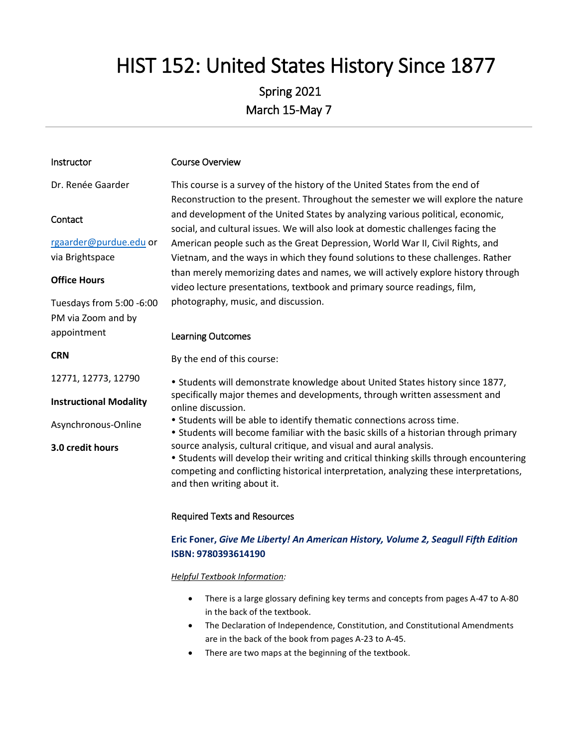# HIST 152: United States History Since 1877

## Spring 2021
## March 15-May 7

---

Instructor

Dr. Renée Gaarder

Contact

rgaarder@purdue.edu or via Brightspace

**Office Hours**

Tuesdays from 5:00 -6:00 PM via Zoom and by appointment

**CRN**

12771, 12773, 12790

**Instructional Modality**

Asynchronous-Online

**3.0 credit hours**

### Course Overview

This course is a survey of the history of the United States from the end of Reconstruction to the present. Throughout the semester we will explore the nature and development of the United States by analyzing various political, economic, social, and cultural issues. We will also look at domestic challenges facing the American people such as the Great Depression, World War II, Civil Rights, and Vietnam, and the ways in which they found solutions to these challenges. Rather than merely memorizing dates and names, we will actively explore history through video lecture presentations, textbook and primary source readings, film, photography, music, and discussion.

### Learning Outcomes

By the end of this course:

- Students will demonstrate knowledge about United States history since 1877, specifically major themes and developments, through written assessment and online discussion.
- Students will be able to identify thematic connections across time.
- Students will become familiar with the basic skills of a historian through primary source analysis, cultural critique, and visual and aural analysis.
- Students will develop their writing and critical thinking skills through encountering competing and conflicting historical interpretation, analyzing these interpretations, and then writing about it.

### Required Texts and Resources

**Eric Foner, *Give Me Liberty! An American History, Volume 2, Seagull Fifth Edition***
**ISBN: 9780393614190**

*Helpful Textbook Information:*

- There is a large glossary defining key terms and concepts from pages A-47 to A-80 in the back of the textbook.
- The Declaration of Independence, Constitution, and Constitutional Amendments are in the back of the book from pages A-23 to A-45.
- There are two maps at the beginning of the textbook.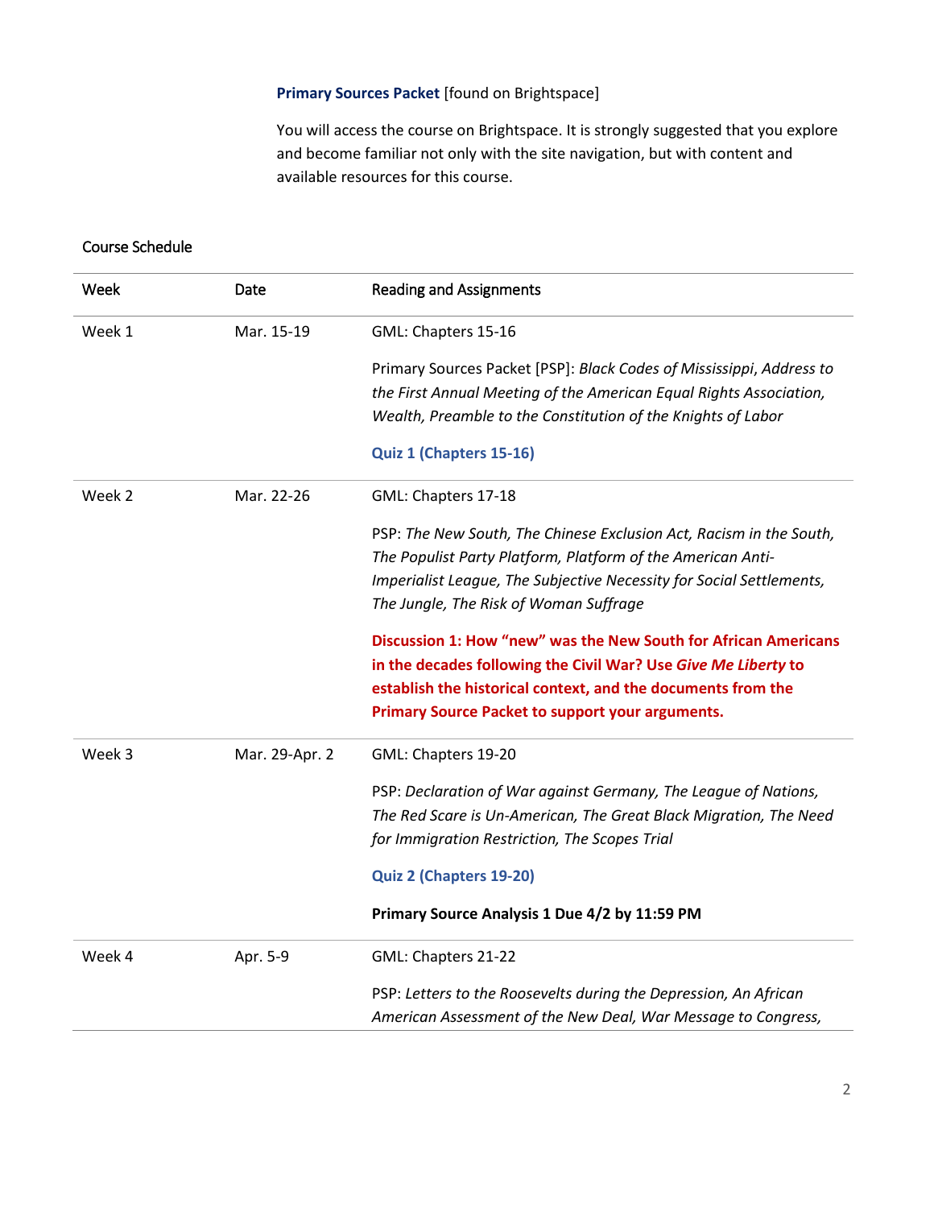**Primary Sources Packet** [found on Brightspace]

You will access the course on Brightspace. It is strongly suggested that you explore and become familiar not only with the site navigation, but with content and available resources for this course.

Course Schedule

| Week | Date | Reading and Assignments |
|---|---|---|
| Week 1 | Mar. 15-19 | GML: Chapters 15-16<br><br>Primary Sources Packet [PSP]: *Black Codes of Mississippi*, *Address to the First Annual Meeting of the American Equal Rights Association, Wealth, Preamble to the Constitution of the Knights of Labor*<br><br>**Quiz 1 (Chapters 15-16)** |
| Week 2 | Mar. 22-26 | GML: Chapters 17-18<br><br>PSP: *The New South, The Chinese Exclusion Act, Racism in the South, The Populist Party Platform, Platform of the American Anti-Imperialist League, The Subjective Necessity for Social Settlements, The Jungle, The Risk of Woman Suffrage*<br><br>**Discussion 1: How "new" was the New South for African Americans in the decades following the Civil War? Use *Give Me Liberty* to establish the historical context, and the documents from the Primary Source Packet to support your arguments.** |
| Week 3 | Mar. 29-Apr. 2 | GML: Chapters 19-20<br><br>PSP: *Declaration of War against Germany, The League of Nations, The Red Scare is Un-American, The Great Black Migration, The Need for Immigration Restriction, The Scopes Trial*<br><br>**Quiz 2 (Chapters 19-20)**<br><br>**Primary Source Analysis 1 Due 4/2 by 11:59 PM** |
| Week 4 | Apr. 5-9 | GML: Chapters 21-22<br><br>PSP: *Letters to the Roosevelts during the Depression, An African American Assessment of the New Deal, War Message to Congress,* |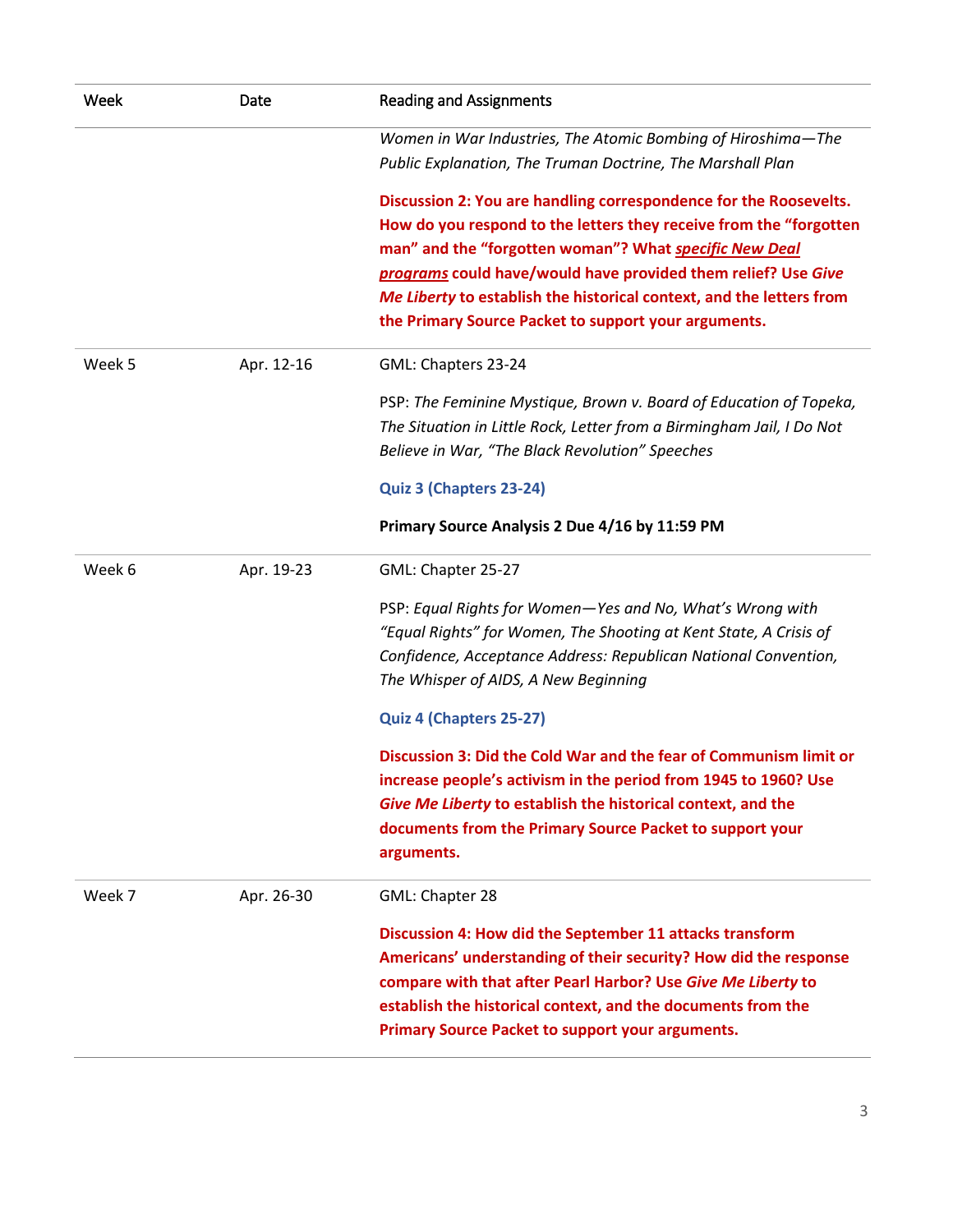| Week | Date | Reading and Assignments |
| --- | --- | --- |
| | | *Women in War Industries, The Atomic Bombing of Hiroshima—The Public Explanation, The Truman Doctrine, The Marshall Plan*<br><br>**Discussion 2: You are handling correspondence for the Roosevelts. How do you respond to the letters they receive from the "forgotten man" and the "forgotten woman"? What _specific New Deal programs_ could have/would have provided them relief? Use *Give Me Liberty* to establish the historical context, and the letters from the Primary Source Packet to support your arguments.** |
| Week 5 | Apr. 12-16 | GML: Chapters 23-24<br><br>PSP: *The Feminine Mystique, Brown v. Board of Education of Topeka, The Situation in Little Rock, Letter from a Birmingham Jail, I Do Not Believe in War, "The Black Revolution" Speeches*<br><br>**Quiz 3 (Chapters 23-24)**<br><br>**Primary Source Analysis 2 Due 4/16 by 11:59 PM** |
| Week 6 | Apr. 19-23 | GML: Chapter 25-27<br><br>PSP: *Equal Rights for Women—Yes and No, What's Wrong with "Equal Rights" for Women, The Shooting at Kent State, A Crisis of Confidence, Acceptance Address: Republican National Convention, The Whisper of AIDS, A New Beginning*<br><br>**Quiz 4 (Chapters 25-27)**<br><br>**Discussion 3: Did the Cold War and the fear of Communism limit or increase people's activism in the period from 1945 to 1960? Use *Give Me Liberty* to establish the historical context, and the documents from the Primary Source Packet to support your arguments.** |
| Week 7 | Apr. 26-30 | GML: Chapter 28<br><br>**Discussion 4: How did the September 11 attacks transform Americans' understanding of their security? How did the response compare with that after Pearl Harbor? Use *Give Me Liberty* to establish the historical context, and the documents from the Primary Source Packet to support your arguments.** |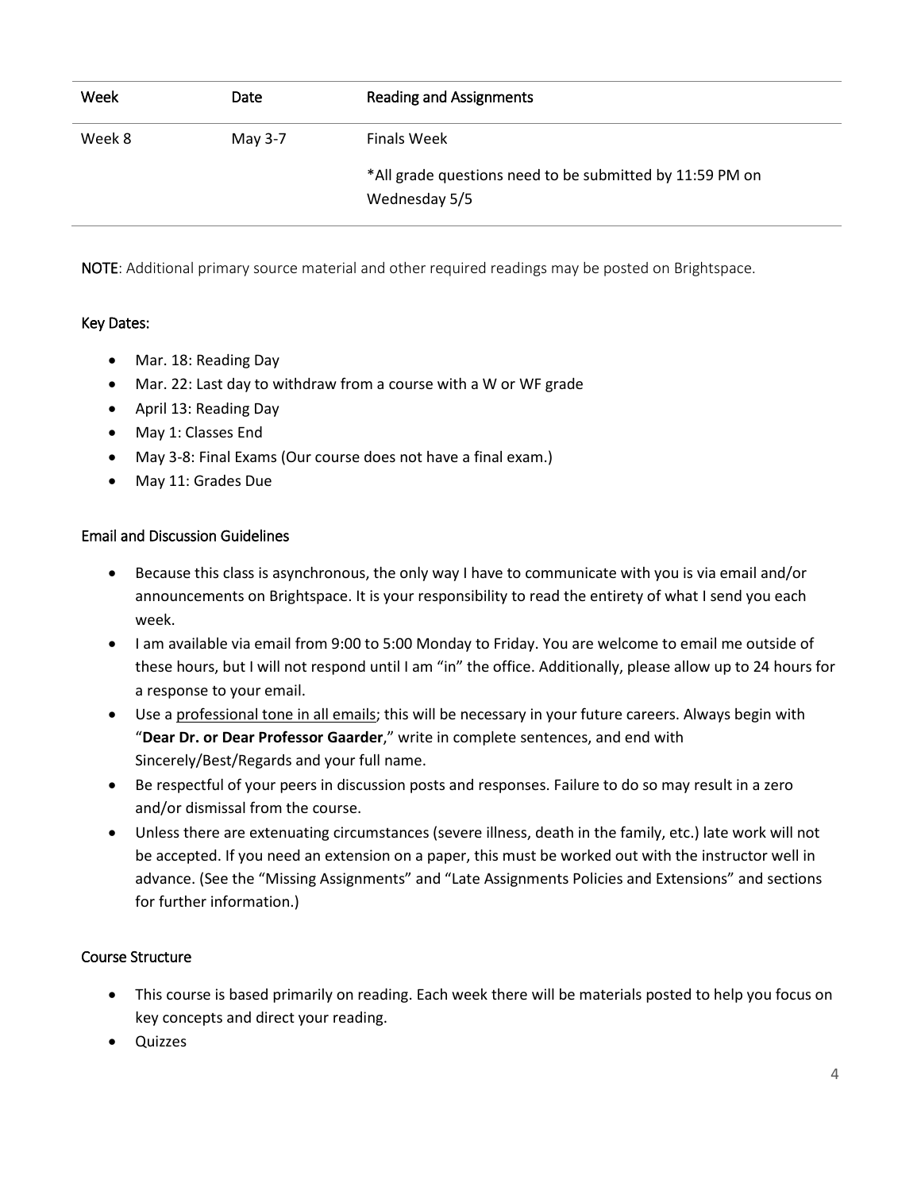| Week | Date | Reading and Assignments |
|---|---|---|
| Week 8 | May 3-7 | Finals Week<br><br>*All grade questions need to be submitted by 11:59 PM on Wednesday 5/5 |

**NOTE**: Additional primary source material and other required readings may be posted on Brightspace.

### Key Dates:

- Mar. 18: Reading Day
- Mar. 22: Last day to withdraw from a course with a W or WF grade
- April 13: Reading Day
- May 1: Classes End
- May 3-8: Final Exams (Our course does not have a final exam.)
- May 11: Grades Due

### Email and Discussion Guidelines

- Because this class is asynchronous, the only way I have to communicate with you is via email and/or announcements on Brightspace. It is your responsibility to read the entirety of what I send you each week.
- I am available via email from 9:00 to 5:00 Monday to Friday. You are welcome to email me outside of these hours, but I will not respond until I am "in" the office. Additionally, please allow up to 24 hours for a response to your email.
- Use a professional tone in all emails; this will be necessary in your future careers. Always begin with "**Dear Dr. or Dear Professor Gaarder**," write in complete sentences, and end with Sincerely/Best/Regards and your full name.
- Be respectful of your peers in discussion posts and responses. Failure to do so may result in a zero and/or dismissal from the course.
- Unless there are extenuating circumstances (severe illness, death in the family, etc.) late work will not be accepted. If you need an extension on a paper, this must be worked out with the instructor well in advance. (See the "Missing Assignments" and "Late Assignments Policies and Extensions" and sections for further information.)

### Course Structure

- This course is based primarily on reading. Each week there will be materials posted to help you focus on key concepts and direct your reading.
- Quizzes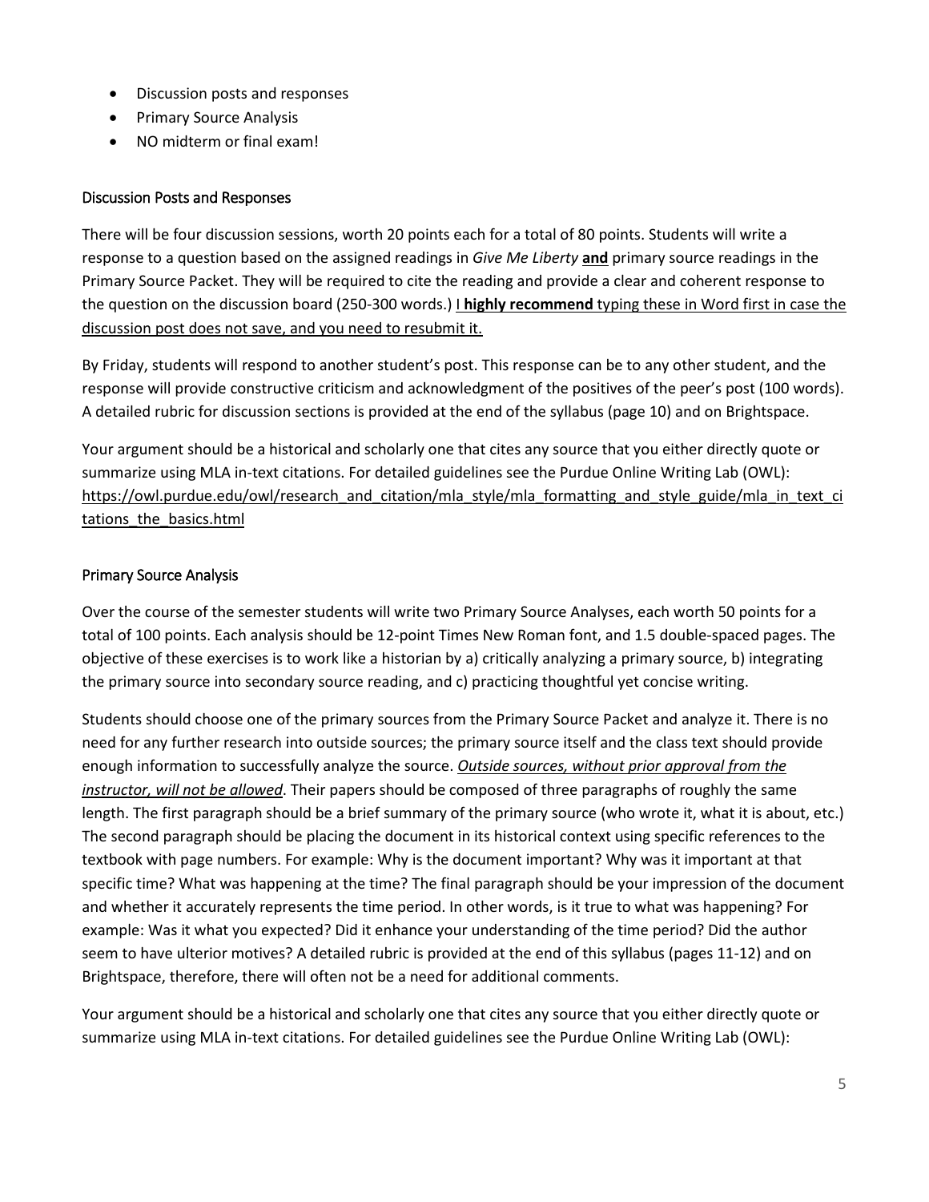- Discussion posts and responses
- Primary Source Analysis
- NO midterm or final exam!

## Discussion Posts and Responses

There will be four discussion sessions, worth 20 points each for a total of 80 points. Students will write a response to a question based on the assigned readings in *Give Me Liberty* **and** primary source readings in the Primary Source Packet. They will be required to cite the reading and provide a clear and coherent response to the question on the discussion board (250-300 words.) <u>I **highly recommend** typing these in Word first in case the discussion post does not save, and you need to resubmit it.</u>

By Friday, students will respond to another student's post. This response can be to any other student, and the response will provide constructive criticism and acknowledgment of the positives of the peer's post (100 words). A detailed rubric for discussion sections is provided at the end of the syllabus (page 10) and on Brightspace.

Your argument should be a historical and scholarly one that cites any source that you either directly quote or summarize using MLA in-text citations. For detailed guidelines see the Purdue Online Writing Lab (OWL): https://owl.purdue.edu/owl/research_and_citation/mla_style/mla_formatting_and_style_guide/mla_in_text_citations_the_basics.html

## Primary Source Analysis

Over the course of the semester students will write two Primary Source Analyses, each worth 50 points for a total of 100 points. Each analysis should be 12-point Times New Roman font, and 1.5 double-spaced pages. The objective of these exercises is to work like a historian by a) critically analyzing a primary source, b) integrating the primary source into secondary source reading, and c) practicing thoughtful yet concise writing.

Students should choose one of the primary sources from the Primary Source Packet and analyze it. There is no need for any further research into outside sources; the primary source itself and the class text should provide enough information to successfully analyze the source. <u>***Outside sources, without prior approval from the instructor, will not be allowed***</u>. Their papers should be composed of three paragraphs of roughly the same length. The first paragraph should be a brief summary of the primary source (who wrote it, what it is about, etc.) The second paragraph should be placing the document in its historical context using specific references to the textbook with page numbers. For example: Why is the document important? Why was it important at that specific time? What was happening at the time? The final paragraph should be your impression of the document and whether it accurately represents the time period. In other words, is it true to what was happening? For example: Was it what you expected? Did it enhance your understanding of the time period? Did the author seem to have ulterior motives? A detailed rubric is provided at the end of this syllabus (pages 11-12) and on Brightspace, therefore, there will often not be a need for additional comments.

Your argument should be a historical and scholarly one that cites any source that you either directly quote or summarize using MLA in-text citations. For detailed guidelines see the Purdue Online Writing Lab (OWL):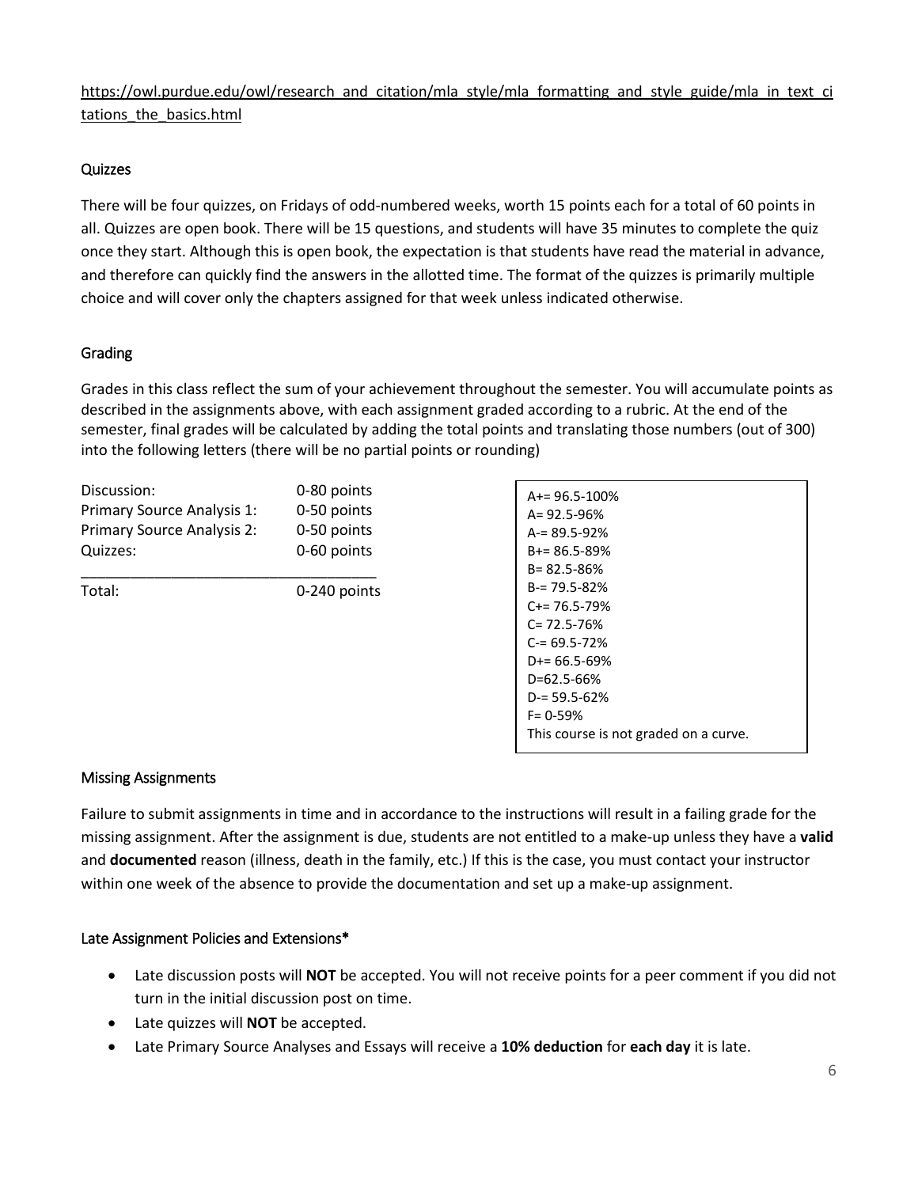https://owl.purdue.edu/owl/research_and_citation/mla_style/mla_formatting_and_style_guide/mla_in_text_citations_the_basics.html

### Quizzes

There will be four quizzes, on Fridays of odd-numbered weeks, worth 15 points each for a total of 60 points in all. Quizzes are open book. There will be 15 questions, and students will have 35 minutes to complete the quiz once they start. Although this is open book, the expectation is that students have read the material in advance, and therefore can quickly find the answers in the allotted time. The format of the quizzes is primarily multiple choice and will cover only the chapters assigned for that week unless indicated otherwise.

### Grading

Grades in this class reflect the sum of your achievement throughout the semester. You will accumulate points as described in the assignments above, with each assignment graded according to a rubric. At the end of the semester, final grades will be calculated by adding the total points and translating those numbers (out of 300) into the following letters (there will be no partial points or rounding)

| Assignment | Points |
|---|---|
| Discussion: | 0-80 points |
| Primary Source Analysis 1: | 0-50 points |
| Primary Source Analysis 2: | 0-50 points |
| Quizzes: | 0-60 points |
| Total: | 0-240 points |

A+= 96.5-100%
A= 92.5-96%
A-= 89.5-92%
B+= 86.5-89%
B= 82.5-86%
B-= 79.5-82%
C+= 76.5-79%
C= 72.5-76%
C-= 69.5-72%
D+= 66.5-69%
D=62.5-66%
D-= 59.5-62%
F= 0-59%
This course is not graded on a curve.

### Missing Assignments

Failure to submit assignments in time and in accordance to the instructions will result in a failing grade for the missing assignment. After the assignment is due, students are not entitled to a make-up unless they have a **valid** and **documented** reason (illness, death in the family, etc.) If this is the case, you must contact your instructor within one week of the absence to provide the documentation and set up a make-up assignment.

### Late Assignment Policies and Extensions*

- Late discussion posts will **NOT** be accepted. You will not receive points for a peer comment if you did not turn in the initial discussion post on time.
- Late quizzes will **NOT** be accepted.
- Late Primary Source Analyses and Essays will receive a **10% deduction** for **each day** it is late.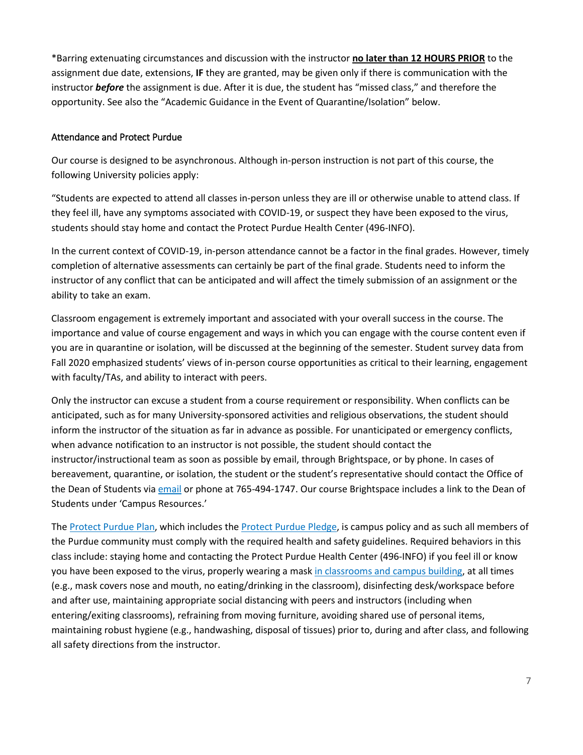*Barring extenuating circumstances and discussion with the instructor **no later than 12 HOURS PRIOR** to the assignment due date, extensions, **IF** they are granted, may be given only if there is communication with the instructor ***before*** the assignment is due. After it is due, the student has "missed class," and therefore the opportunity. See also the "Academic Guidance in the Event of Quarantine/Isolation" below.

## Attendance and Protect Purdue

Our course is designed to be asynchronous. Although in-person instruction is not part of this course, the following University policies apply:

"Students are expected to attend all classes in-person unless they are ill or otherwise unable to attend class. If they feel ill, have any symptoms associated with COVID-19, or suspect they have been exposed to the virus, students should stay home and contact the Protect Purdue Health Center (496-INFO).

In the current context of COVID-19, in-person attendance cannot be a factor in the final grades. However, timely completion of alternative assessments can certainly be part of the final grade. Students need to inform the instructor of any conflict that can be anticipated and will affect the timely submission of an assignment or the ability to take an exam.

Classroom engagement is extremely important and associated with your overall success in the course. The importance and value of course engagement and ways in which you can engage with the course content even if you are in quarantine or isolation, will be discussed at the beginning of the semester. Student survey data from Fall 2020 emphasized students' views of in-person course opportunities as critical to their learning, engagement with faculty/TAs, and ability to interact with peers.

Only the instructor can excuse a student from a course requirement or responsibility. When conflicts can be anticipated, such as for many University-sponsored activities and religious observations, the student should inform the instructor of the situation as far in advance as possible. For unanticipated or emergency conflicts, when advance notification to an instructor is not possible, the student should contact the instructor/instructional team as soon as possible by email, through Brightspace, or by phone. In cases of bereavement, quarantine, or isolation, the student or the student's representative should contact the Office of the Dean of Students via email or phone at 765-494-1747. Our course Brightspace includes a link to the Dean of Students under 'Campus Resources.'

The Protect Purdue Plan, which includes the Protect Purdue Pledge, is campus policy and as such all members of the Purdue community must comply with the required health and safety guidelines. Required behaviors in this class include: staying home and contacting the Protect Purdue Health Center (496-INFO) if you feel ill or know you have been exposed to the virus, properly wearing a mask in classrooms and campus building, at all times (e.g., mask covers nose and mouth, no eating/drinking in the classroom), disinfecting desk/workspace before and after use, maintaining appropriate social distancing with peers and instructors (including when entering/exiting classrooms), refraining from moving furniture, avoiding shared use of personal items, maintaining robust hygiene (e.g., handwashing, disposal of tissues) prior to, during and after class, and following all safety directions from the instructor.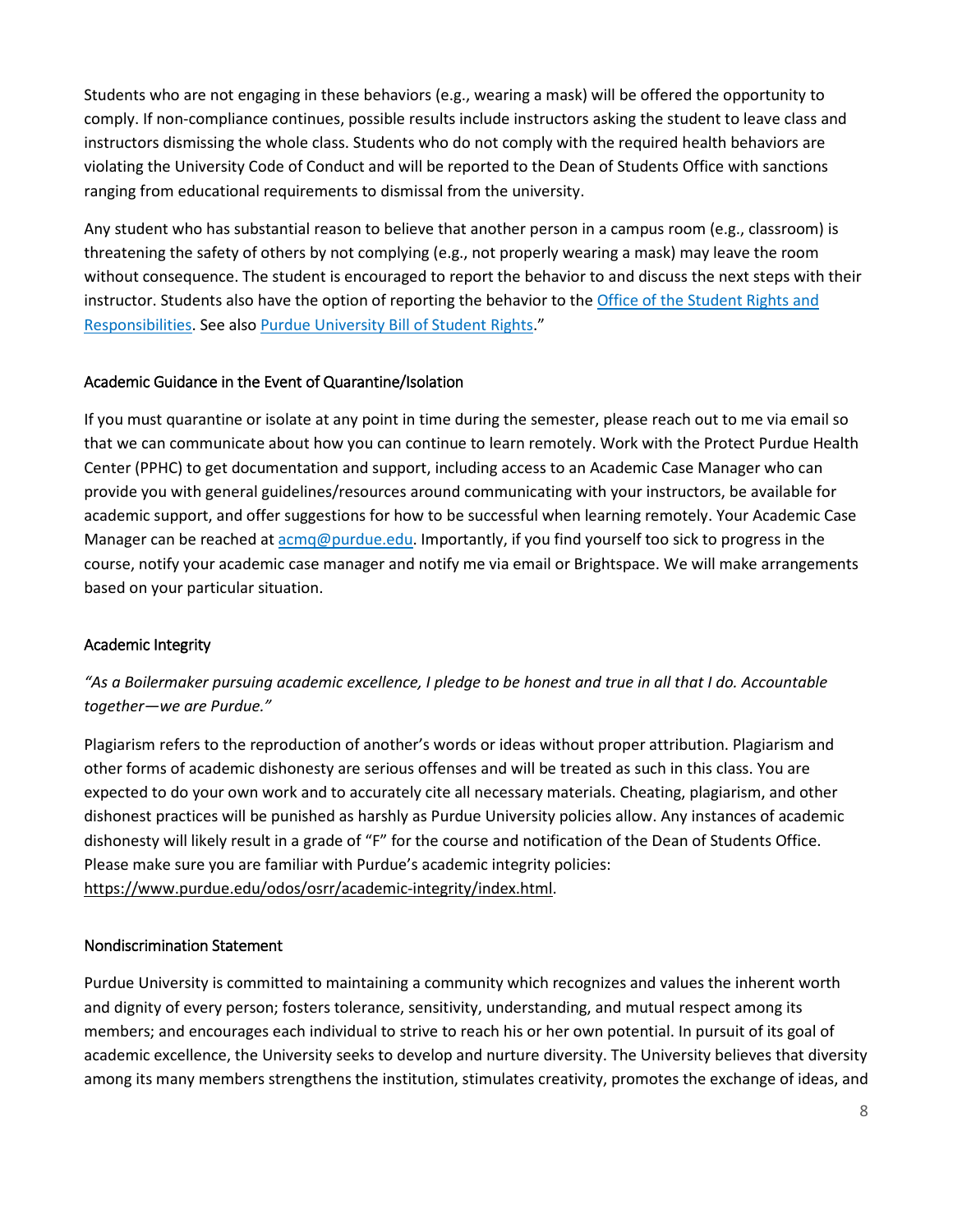Students who are not engaging in these behaviors (e.g., wearing a mask) will be offered the opportunity to comply. If non-compliance continues, possible results include instructors asking the student to leave class and instructors dismissing the whole class. Students who do not comply with the required health behaviors are violating the University Code of Conduct and will be reported to the Dean of Students Office with sanctions ranging from educational requirements to dismissal from the university.

Any student who has substantial reason to believe that another person in a campus room (e.g., classroom) is threatening the safety of others by not complying (e.g., not properly wearing a mask) may leave the room without consequence. The student is encouraged to report the behavior to and discuss the next steps with their instructor. Students also have the option of reporting the behavior to the Office of the Student Rights and Responsibilities. See also Purdue University Bill of Student Rights."

### Academic Guidance in the Event of Quarantine/Isolation

If you must quarantine or isolate at any point in time during the semester, please reach out to me via email so that we can communicate about how you can continue to learn remotely. Work with the Protect Purdue Health Center (PPHC) to get documentation and support, including access to an Academic Case Manager who can provide you with general guidelines/resources around communicating with your instructors, be available for academic support, and offer suggestions for how to be successful when learning remotely. Your Academic Case Manager can be reached at acmq@purdue.edu. Importantly, if you find yourself too sick to progress in the course, notify your academic case manager and notify me via email or Brightspace. We will make arrangements based on your particular situation.

### Academic Integrity

*"As a Boilermaker pursuing academic excellence, I pledge to be honest and true in all that I do. Accountable together—we are Purdue."*

Plagiarism refers to the reproduction of another's words or ideas without proper attribution. Plagiarism and other forms of academic dishonesty are serious offenses and will be treated as such in this class. You are expected to do your own work and to accurately cite all necessary materials. Cheating, plagiarism, and other dishonest practices will be punished as harshly as Purdue University policies allow. Any instances of academic dishonesty will likely result in a grade of "F" for the course and notification of the Dean of Students Office. Please make sure you are familiar with Purdue's academic integrity policies: https://www.purdue.edu/odos/osrr/academic-integrity/index.html.

### Nondiscrimination Statement

Purdue University is committed to maintaining a community which recognizes and values the inherent worth and dignity of every person; fosters tolerance, sensitivity, understanding, and mutual respect among its members; and encourages each individual to strive to reach his or her own potential. In pursuit of its goal of academic excellence, the University seeks to develop and nurture diversity. The University believes that diversity among its many members strengthens the institution, stimulates creativity, promotes the exchange of ideas, and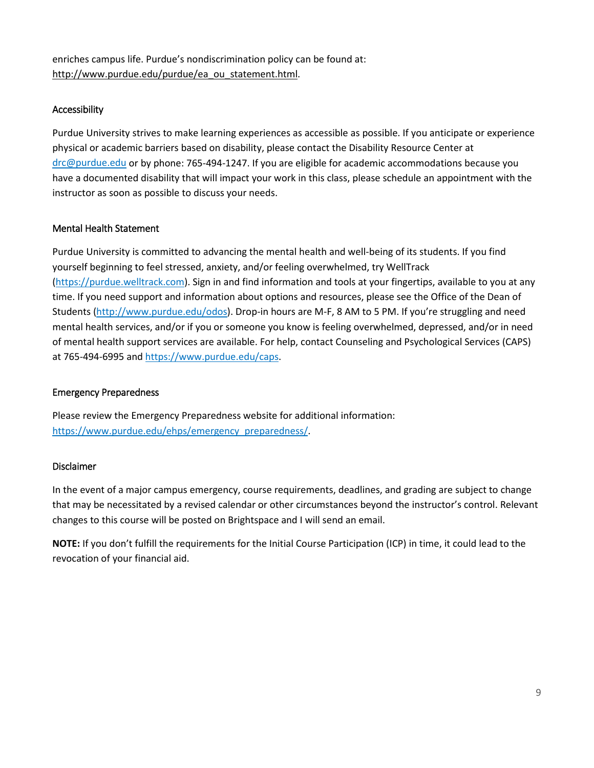enriches campus life. Purdue's nondiscrimination policy can be found at: http://www.purdue.edu/purdue/ea_ou_statement.html.

### Accessibility

Purdue University strives to make learning experiences as accessible as possible. If you anticipate or experience physical or academic barriers based on disability, please contact the Disability Resource Center at drc@purdue.edu or by phone: 765-494-1247. If you are eligible for academic accommodations because you have a documented disability that will impact your work in this class, please schedule an appointment with the instructor as soon as possible to discuss your needs.

### Mental Health Statement

Purdue University is committed to advancing the mental health and well-being of its students. If you find yourself beginning to feel stressed, anxiety, and/or feeling overwhelmed, try WellTrack (https://purdue.welltrack.com). Sign in and find information and tools at your fingertips, available to you at any time. If you need support and information about options and resources, please see the Office of the Dean of Students (http://www.purdue.edu/odos). Drop-in hours are M-F, 8 AM to 5 PM. If you're struggling and need mental health services, and/or if you or someone you know is feeling overwhelmed, depressed, and/or in need of mental health support services are available. For help, contact Counseling and Psychological Services (CAPS) at 765-494-6995 and https://www.purdue.edu/caps.

### Emergency Preparedness

Please review the Emergency Preparedness website for additional information: https://www.purdue.edu/ehps/emergency_preparedness/.

### Disclaimer

In the event of a major campus emergency, course requirements, deadlines, and grading are subject to change that may be necessitated by a revised calendar or other circumstances beyond the instructor's control. Relevant changes to this course will be posted on Brightspace and I will send an email.

**NOTE:** If you don't fulfill the requirements for the Initial Course Participation (ICP) in time, it could lead to the revocation of your financial aid.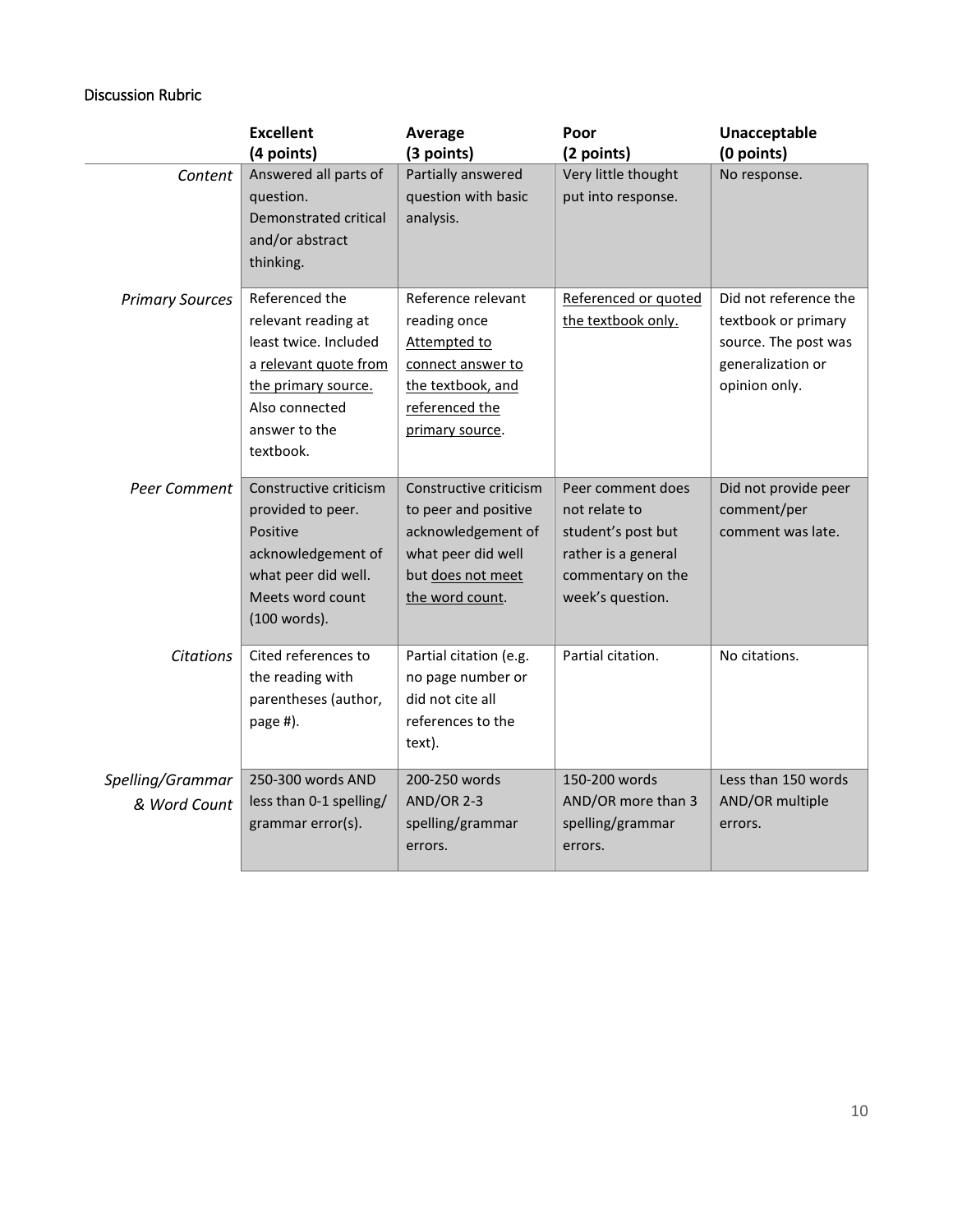Discussion Rubric

| | **Excellent (4 points)** | **Average (3 points)** | **Poor (2 points)** | **Unacceptable (0 points)** |
|---|---|---|---|---|
| *Content* | Answered all parts of question. Demonstrated critical and/or abstract thinking. | Partially answered question with basic analysis. | Very little thought put into response. | No response. |
| *Primary Sources* | Referenced the relevant reading at least twice. Included a <u>relevant quote from the primary source.</u> Also connected answer to the textbook. | Reference relevant reading once <u>Attempted to connect answer to the textbook, and referenced the primary source</u>. | <u>Referenced or quoted the textbook only.</u> | Did not reference the textbook or primary source. The post was generalization or opinion only. |
| *Peer Comment* | Constructive criticism provided to peer. Positive acknowledgement of what peer did well. Meets word count (100 words). | Constructive criticism to peer and positive acknowledgement of what peer did well but <u>does not meet the word count</u>. | Peer comment does not relate to student's post but rather is a general commentary on the week's question. | Did not provide peer comment/per comment was late. |
| *Citations* | Cited references to the reading with parentheses (author, page #). | Partial citation (e.g. no page number or did not cite all references to the text). | Partial citation. | No citations. |
| *Spelling/Grammar & Word Count* | 250-300 words AND less than 0-1 spelling/ grammar error(s). | 200-250 words AND/OR 2-3 spelling/grammar errors. | 150-200 words AND/OR more than 3 spelling/grammar errors. | Less than 150 words AND/OR multiple errors. |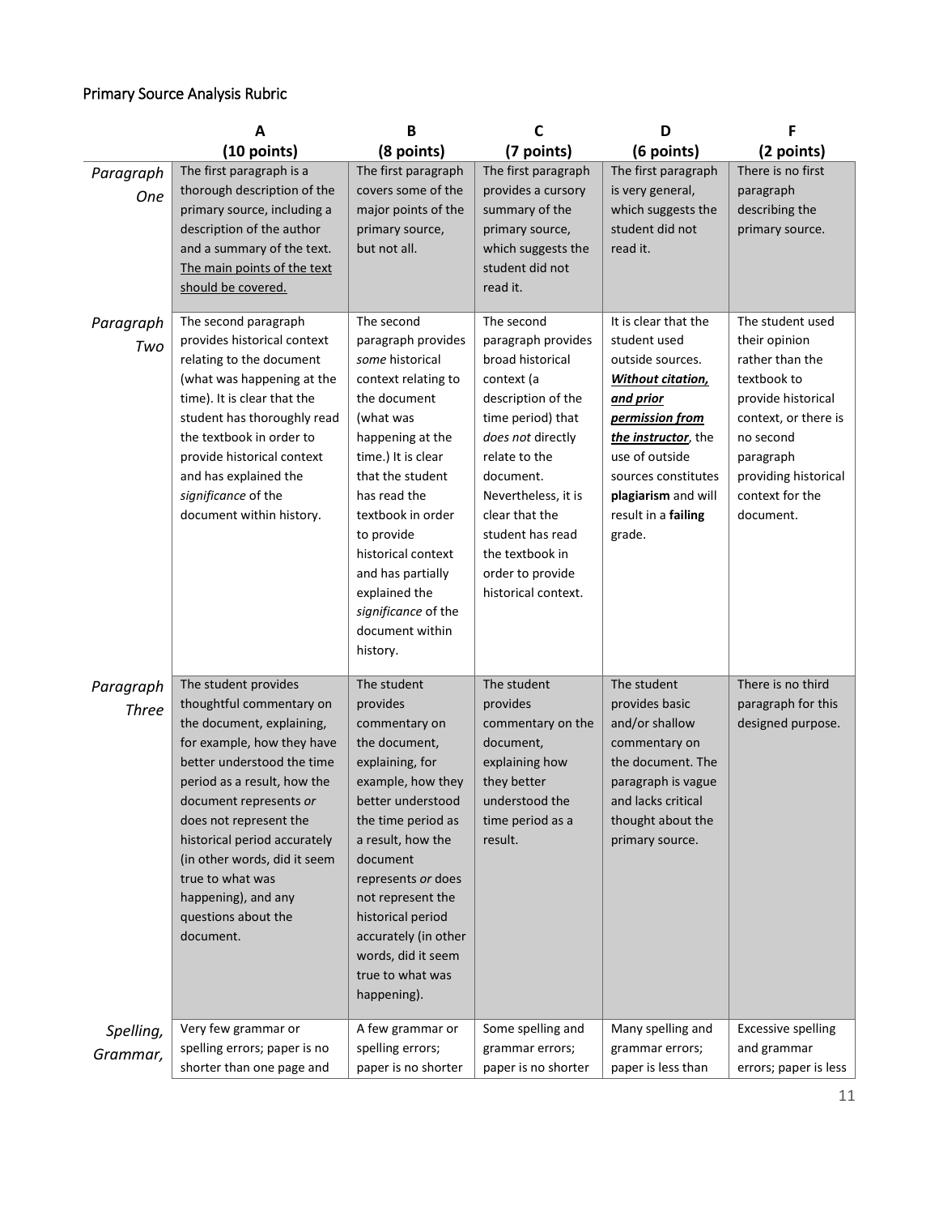## Primary Source Analysis Rubric

| | A (10 points) | B (8 points) | C (7 points) | D (6 points) | F (2 points) |
|---|---|---|---|---|---|
| *Paragraph One* | The first paragraph is a thorough description of the primary source, including a description of the author and a summary of the text. The main points of the text should be covered. | The first paragraph covers some of the major points of the primary source, but not all. | The first paragraph provides a cursory summary of the primary source, which suggests the student did not read it. | The first paragraph is very general, which suggests the student did not read it. | There is no first paragraph describing the primary source. |
| *Paragraph Two* | The second paragraph provides historical context relating to the document (what was happening at the time). It is clear that the student has thoroughly read the textbook in order to provide historical context and has explained the *significance* of the document within history. | The second paragraph provides *some* historical context relating to the document (what was happening at the time.) It is clear that the student has read the textbook in order to provide historical context and has partially explained the *significance* of the document within history. | The second paragraph provides broad historical context (a description of the time period) that *does not* directly relate to the document. Nevertheless, it is clear that the student has read the textbook in order to provide historical context. | It is clear that the student used outside sources. ***Without citation, and prior permission from the instructor***, the use of outside sources constitutes **plagiarism** and will result in a **failing** grade. | The student used their opinion rather than the textbook to provide historical context, or there is no second paragraph providing historical context for the document. |
| *Paragraph Three* | The student provides thoughtful commentary on the document, explaining, for example, how they have better understood the time period as a result, how the document represents *or* does not represent the historical period accurately (in other words, did it seem true to what was happening), and any questions about the document. | The student provides commentary on the document, explaining, for example, how they better understood the time period as a result, how the document represents *or* does not represent the historical period accurately (in other words, did it seem true to what was happening). | The student provides commentary on the document, explaining how they better understood the time period as a result. | The student provides basic and/or shallow commentary on the document. The paragraph is vague and lacks critical thought about the primary source. | There is no third paragraph for this designed purpose. |
| *Spelling, Grammar,* | Very few grammar or spelling errors; paper is no shorter than one page and | A few grammar or spelling errors; paper is no shorter | Some spelling and grammar errors; paper is no shorter | Many spelling and grammar errors; paper is less than | Excessive spelling and grammar errors; paper is less |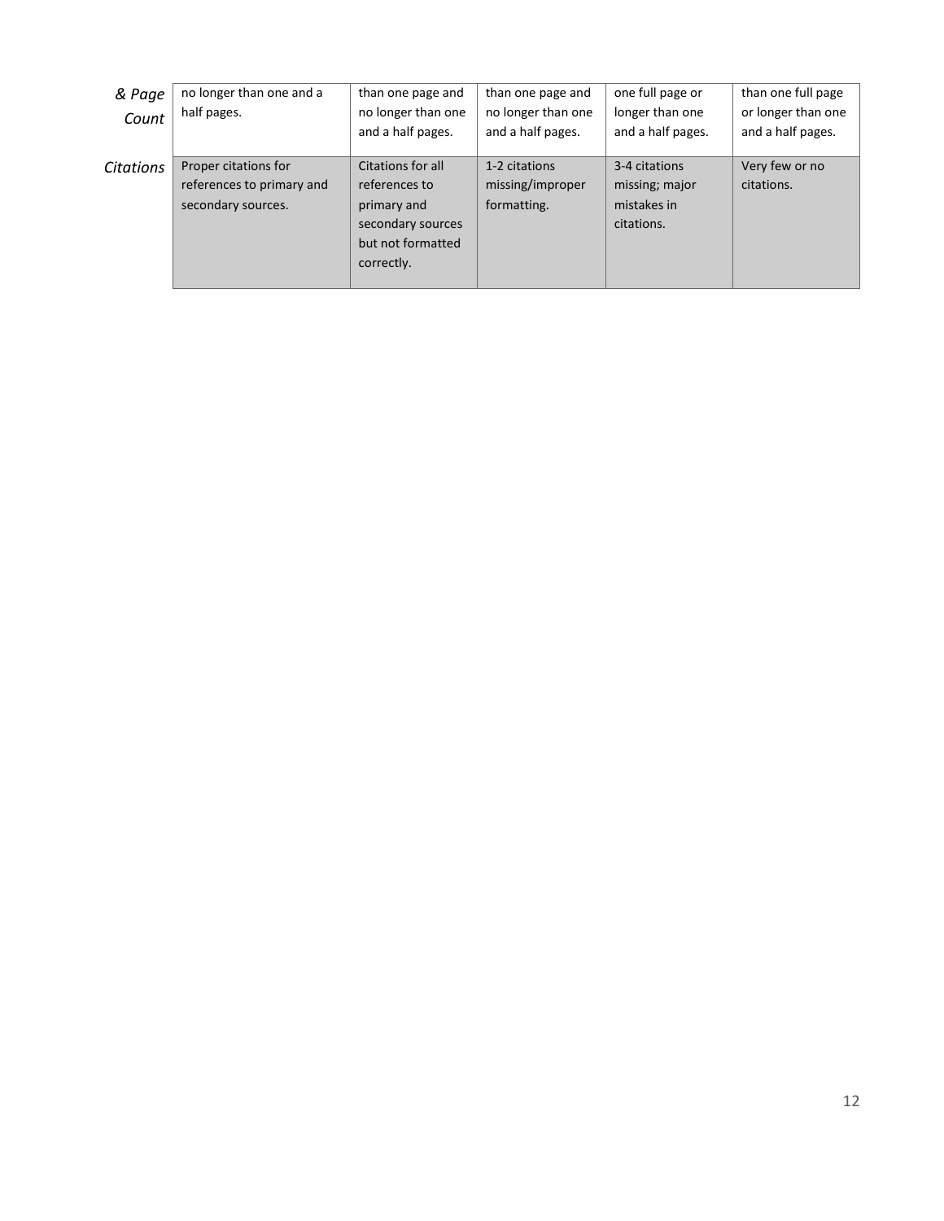| | | | | | |
|---|---|---|---|---|---|
| *& Page Count* | no longer than one and a half pages. | than one page and no longer than one and a half pages. | than one page and no longer than one and a half pages. | one full page or longer than one and a half pages. | than one full page or longer than one and a half pages. |
| *Citations* | Proper citations for references to primary and secondary sources. | Citations for all references to primary and secondary sources but not formatted correctly. | 1-2 citations missing/improper formatting. | 3-4 citations missing; major mistakes in citations. | Very few or no citations. |